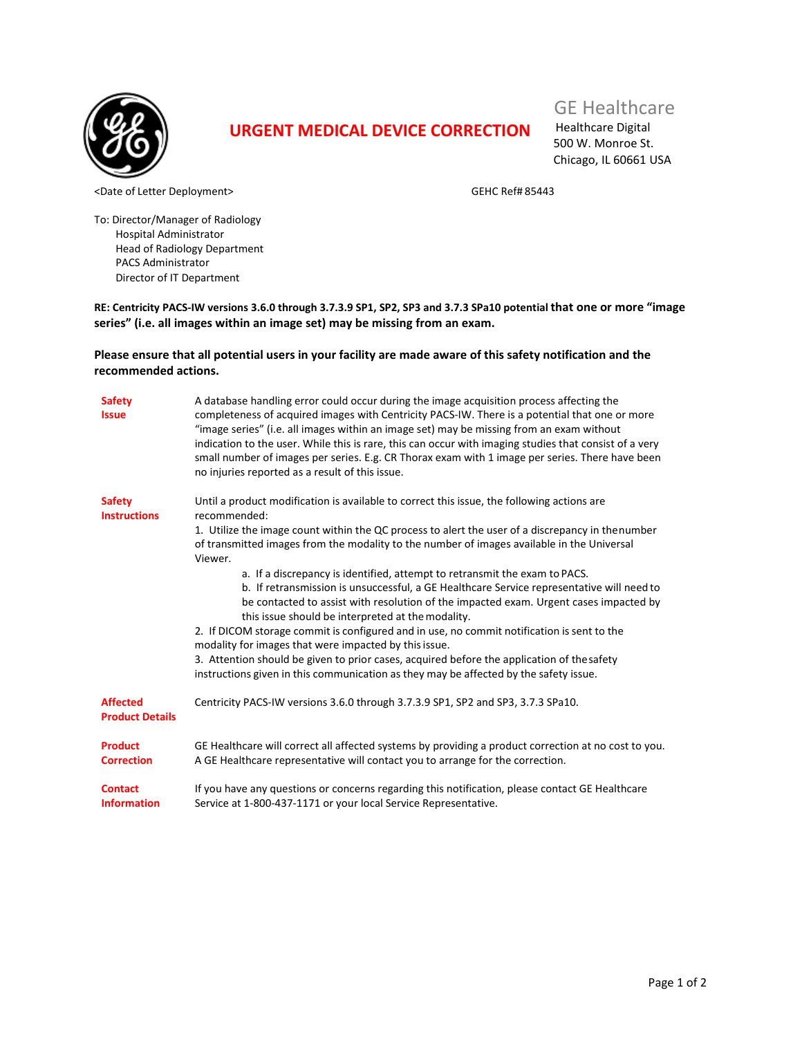# URGENT MEDICAL DEVICE CORRECTION

GE Healthcare
Healthcare Digital
500 W. Monroe St.
Chicago, IL 60661 USA

<Date of Letter Deployment>

GEHC Ref# 85443

To: Director/Manager of Radiology
Hospital Administrator
Head of Radiology Department
PACS Administrator
Director of IT Department

**RE: Centricity PACS-IW versions 3.6.0 through 3.7.3.9 SP1, SP2, SP3 and 3.7.3 SPa10 potential that one or more "image series" (i.e. all images within an image set) may be missing from an exam.**

**Please ensure that all potential users in your facility are made aware of this safety notification and the recommended actions.**

| | |
|---|---|
| **Safety Issue** | A database handling error could occur during the image acquisition process affecting the completeness of acquired images with Centricity PACS-IW. There is a potential that one or more "image series" (i.e. all images within an image set) may be missing from an exam without indication to the user. While this is rare, this can occur with imaging studies that consist of a very small number of images per series. E.g. CR Thorax exam with 1 image per series. There have been no injuries reported as a result of this issue. |
| **Safety Instructions** | Until a product modification is available to correct this issue, the following actions are recommended:<br>1. Utilize the image count within the QC process to alert the user of a discrepancy in the number of transmitted images from the modality to the number of images available in the Universal Viewer.<br>a. If a discrepancy is identified, attempt to retransmit the exam to PACS.<br>b. If retransmission is unsuccessful, a GE Healthcare Service representative will need to be contacted to assist with resolution of the impacted exam. Urgent cases impacted by this issue should be interpreted at the modality.<br>2. If DICOM storage commit is configured and in use, no commit notification is sent to the modality for images that were impacted by this issue.<br>3. Attention should be given to prior cases, acquired before the application of the safety instructions given in this communication as they may be affected by the safety issue. |
| **Affected Product Details** | Centricity PACS-IW versions 3.6.0 through 3.7.3.9 SP1, SP2 and SP3, 3.7.3 SPa10. |
| **Product Correction** | GE Healthcare will correct all affected systems by providing a product correction at no cost to you. A GE Healthcare representative will contact you to arrange for the correction. |
| **Contact Information** | If you have any questions or concerns regarding this notification, please contact GE Healthcare Service at 1-800-437-1171 or your local Service Representative. |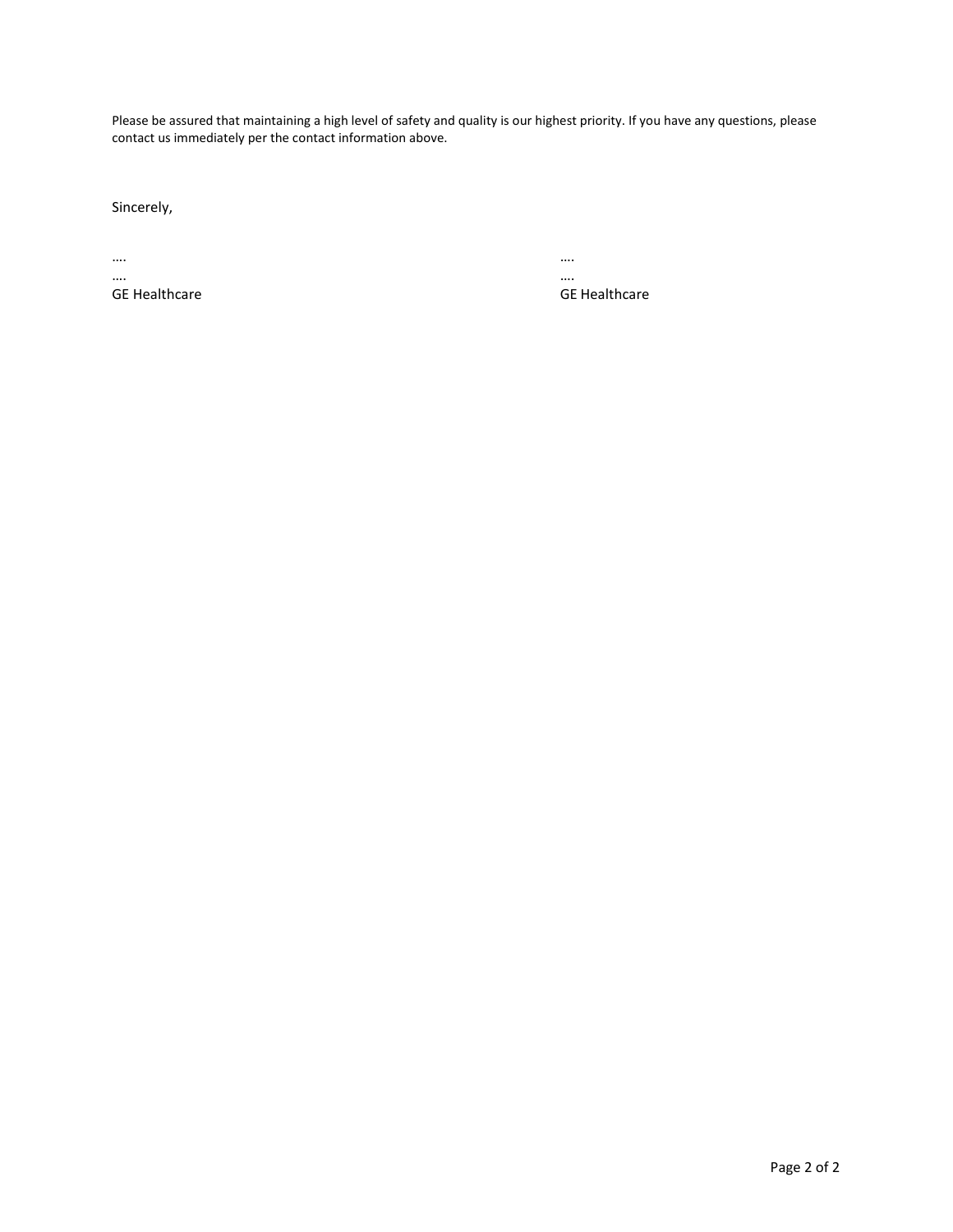Please be assured that maintaining a high level of safety and quality is our highest priority. If you have any questions, please contact us immediately per the contact information above.

Sincerely,

….
….
GE Healthcare

….
….
GE Healthcare